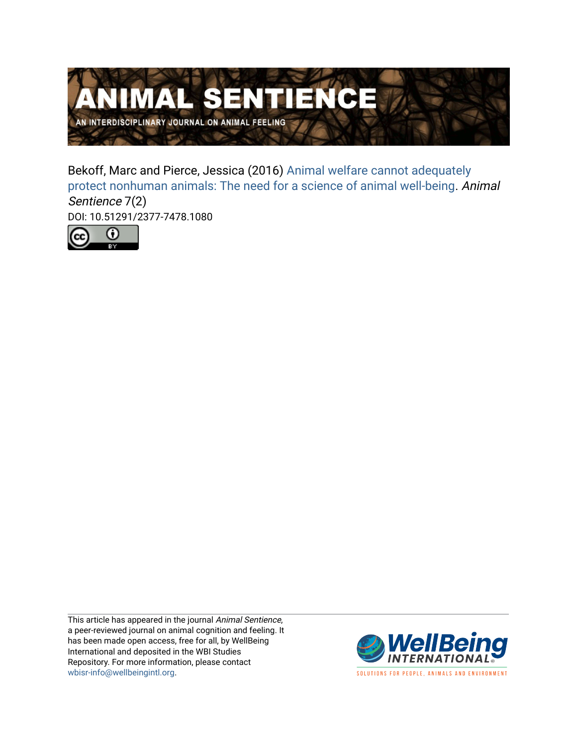# ANIMAL SENTIENCE

AN INTERDISCIPLINARY JOURNAL ON ANIMAL FEELING

Bekoff, Marc and Pierce, Jessica (2016) Animal welfare cannot adequately protect nonhuman animals: The need for a science of animal well-being. *Animal Sentience* 7(2)

DOI: 10.51291/2377-7478.1080

This article has appeared in the journal *Animal Sentience*, a peer-reviewed journal on animal cognition and feeling. It has been made open access, free for all, by WellBeing International and deposited in the WBI Studies Repository. For more information, please contact wbisr-info@wellbeingintl.org.

WellBeing INTERNATIONAL

SOLUTIONS FOR PEOPLE, ANIMALS AND ENVIRONMENT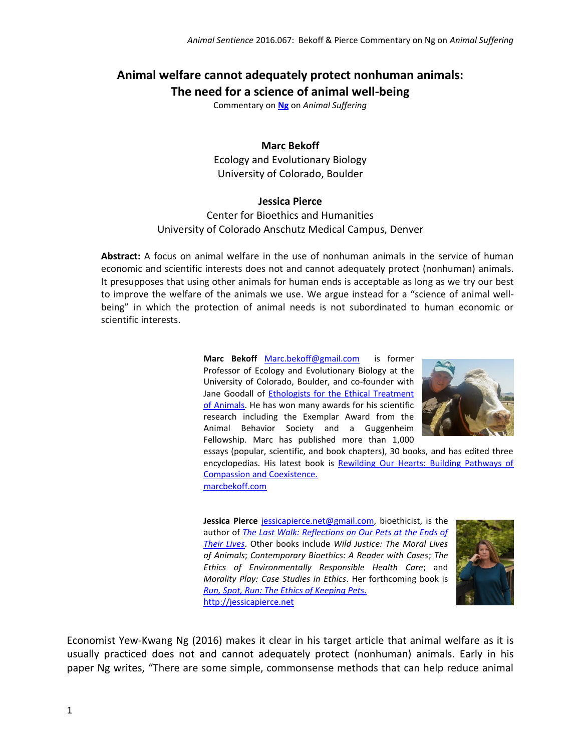# Animal welfare cannot adequately protect nonhuman animals: The need for a science of animal well-being

Commentary on **Ng** on *Animal Suffering*

**Marc Bekoff**
Ecology and Evolutionary Biology
University of Colorado, Boulder

**Jessica Pierce**
Center for Bioethics and Humanities
University of Colorado Anschutz Medical Campus, Denver

**Abstract:** A focus on animal welfare in the use of nonhuman animals in the service of human economic and scientific interests does not and cannot adequately protect (nonhuman) animals. It presupposes that using other animals for human ends is acceptable as long as we try our best to improve the welfare of the animals we use. We argue instead for a "science of animal well-being" in which the protection of animal needs is not subordinated to human economic or scientific interests.

**Marc Bekoff** Marc.bekoff@gmail.com is former Professor of Ecology and Evolutionary Biology at the University of Colorado, Boulder, and co-founder with Jane Goodall of Ethologists for the Ethical Treatment of Animals. He has won many awards for his scientific research including the Exemplar Award from the Animal Behavior Society and a Guggenheim Fellowship. Marc has published more than 1,000 essays (popular, scientific, and book chapters), 30 books, and has edited three encyclopedias. His latest book is Rewilding Our Hearts: Building Pathways of Compassion and Coexistence.
marcbekoff.com

**Jessica Pierce** jessicapierce.net@gmail.com, bioethicist, is the author of *The Last Walk: Reflections on Our Pets at the Ends of Their Lives*. Other books include *Wild Justice: The Moral Lives of Animals*; *Contemporary Bioethics: A Reader with Cases*; *The Ethics of Environmentally Responsible Health Care*; and *Morality Play: Case Studies in Ethics*. Her forthcoming book is *Run, Spot, Run: The Ethics of Keeping Pets.*
http://jessicapierce.net

Economist Yew-Kwang Ng (2016) makes it clear in his target article that animal welfare as it is usually practiced does not and cannot adequately protect (nonhuman) animals. Early in his paper Ng writes, "There are some simple, commonsense methods that can help reduce animal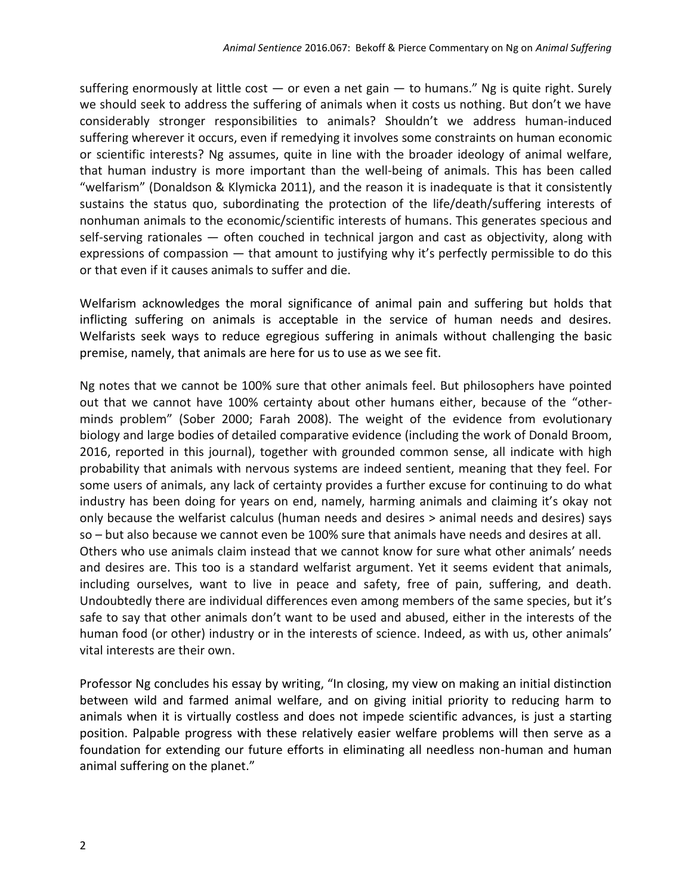suffering enormously at little cost — or even a net gain — to humans." Ng is quite right. Surely we should seek to address the suffering of animals when it costs us nothing. But don't we have considerably stronger responsibilities to animals? Shouldn't we address human-induced suffering wherever it occurs, even if remedying it involves some constraints on human economic or scientific interests? Ng assumes, quite in line with the broader ideology of animal welfare, that human industry is more important than the well-being of animals. This has been called "welfarism" (Donaldson & Klymicka 2011), and the reason it is inadequate is that it consistently sustains the status quo, subordinating the protection of the life/death/suffering interests of nonhuman animals to the economic/scientific interests of humans. This generates specious and self-serving rationales — often couched in technical jargon and cast as objectivity, along with expressions of compassion — that amount to justifying why it's perfectly permissible to do this or that even if it causes animals to suffer and die.

Welfarism acknowledges the moral significance of animal pain and suffering but holds that inflicting suffering on animals is acceptable in the service of human needs and desires. Welfarists seek ways to reduce egregious suffering in animals without challenging the basic premise, namely, that animals are here for us to use as we see fit.

Ng notes that we cannot be 100% sure that other animals feel. But philosophers have pointed out that we cannot have 100% certainty about other humans either, because of the "other-minds problem" (Sober 2000; Farah 2008). The weight of the evidence from evolutionary biology and large bodies of detailed comparative evidence (including the work of Donald Broom, 2016, reported in this journal), together with grounded common sense, all indicate with high probability that animals with nervous systems are indeed sentient, meaning that they feel. For some users of animals, any lack of certainty provides a further excuse for continuing to do what industry has been doing for years on end, namely, harming animals and claiming it's okay not only because the welfarist calculus (human needs and desires > animal needs and desires) says so – but also because we cannot even be 100% sure that animals have needs and desires at all. Others who use animals claim instead that we cannot know for sure what other animals' needs and desires are. This too is a standard welfarist argument. Yet it seems evident that animals, including ourselves, want to live in peace and safety, free of pain, suffering, and death. Undoubtedly there are individual differences even among members of the same species, but it's safe to say that other animals don't want to be used and abused, either in the interests of the human food (or other) industry or in the interests of science. Indeed, as with us, other animals' vital interests are their own.

Professor Ng concludes his essay by writing, "In closing, my view on making an initial distinction between wild and farmed animal welfare, and on giving initial priority to reducing harm to animals when it is virtually costless and does not impede scientific advances, is just a starting position. Palpable progress with these relatively easier welfare problems will then serve as a foundation for extending our future efforts in eliminating all needless non-human and human animal suffering on the planet."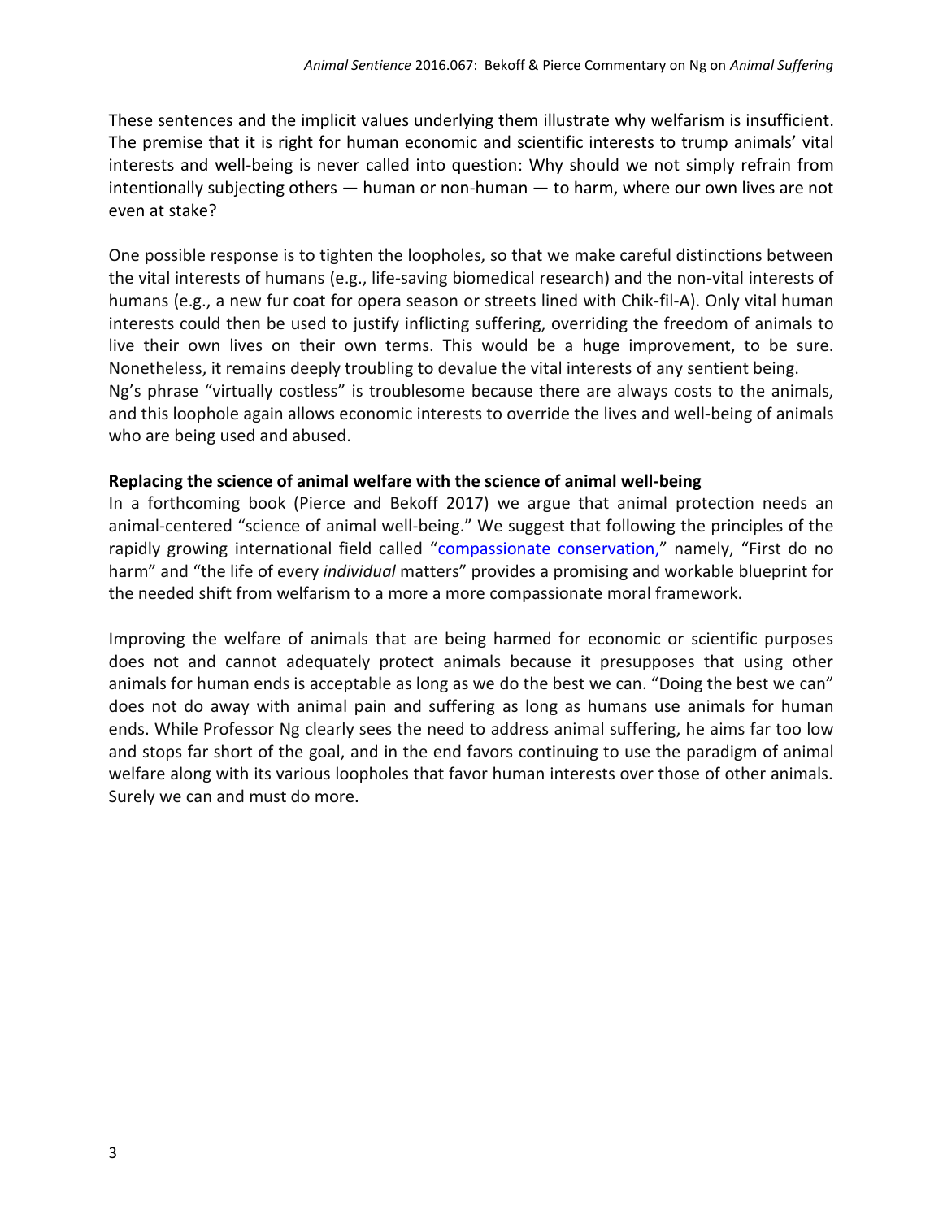These sentences and the implicit values underlying them illustrate why welfarism is insufficient. The premise that it is right for human economic and scientific interests to trump animals' vital interests and well-being is never called into question: Why should we not simply refrain from intentionally subjecting others — human or non-human — to harm, where our own lives are not even at stake?

One possible response is to tighten the loopholes, so that we make careful distinctions between the vital interests of humans (e.g., life-saving biomedical research) and the non-vital interests of humans (e.g., a new fur coat for opera season or streets lined with Chik-fil-A). Only vital human interests could then be used to justify inflicting suffering, overriding the freedom of animals to live their own lives on their own terms. This would be a huge improvement, to be sure. Nonetheless, it remains deeply troubling to devalue the vital interests of any sentient being.
Ng's phrase "virtually costless" is troublesome because there are always costs to the animals, and this loophole again allows economic interests to override the lives and well-being of animals who are being used and abused.

**Replacing the science of animal welfare with the science of animal well-being**

In a forthcoming book (Pierce and Bekoff 2017) we argue that animal protection needs an animal-centered "science of animal well-being." We suggest that following the principles of the rapidly growing international field called "compassionate conservation," namely, "First do no harm" and "the life of every *individual* matters" provides a promising and workable blueprint for the needed shift from welfarism to a more a more compassionate moral framework.

Improving the welfare of animals that are being harmed for economic or scientific purposes does not and cannot adequately protect animals because it presupposes that using other animals for human ends is acceptable as long as we do the best we can. "Doing the best we can" does not do away with animal pain and suffering as long as humans use animals for human ends. While Professor Ng clearly sees the need to address animal suffering, he aims far too low and stops far short of the goal, and in the end favors continuing to use the paradigm of animal welfare along with its various loopholes that favor human interests over those of other animals. Surely we can and must do more.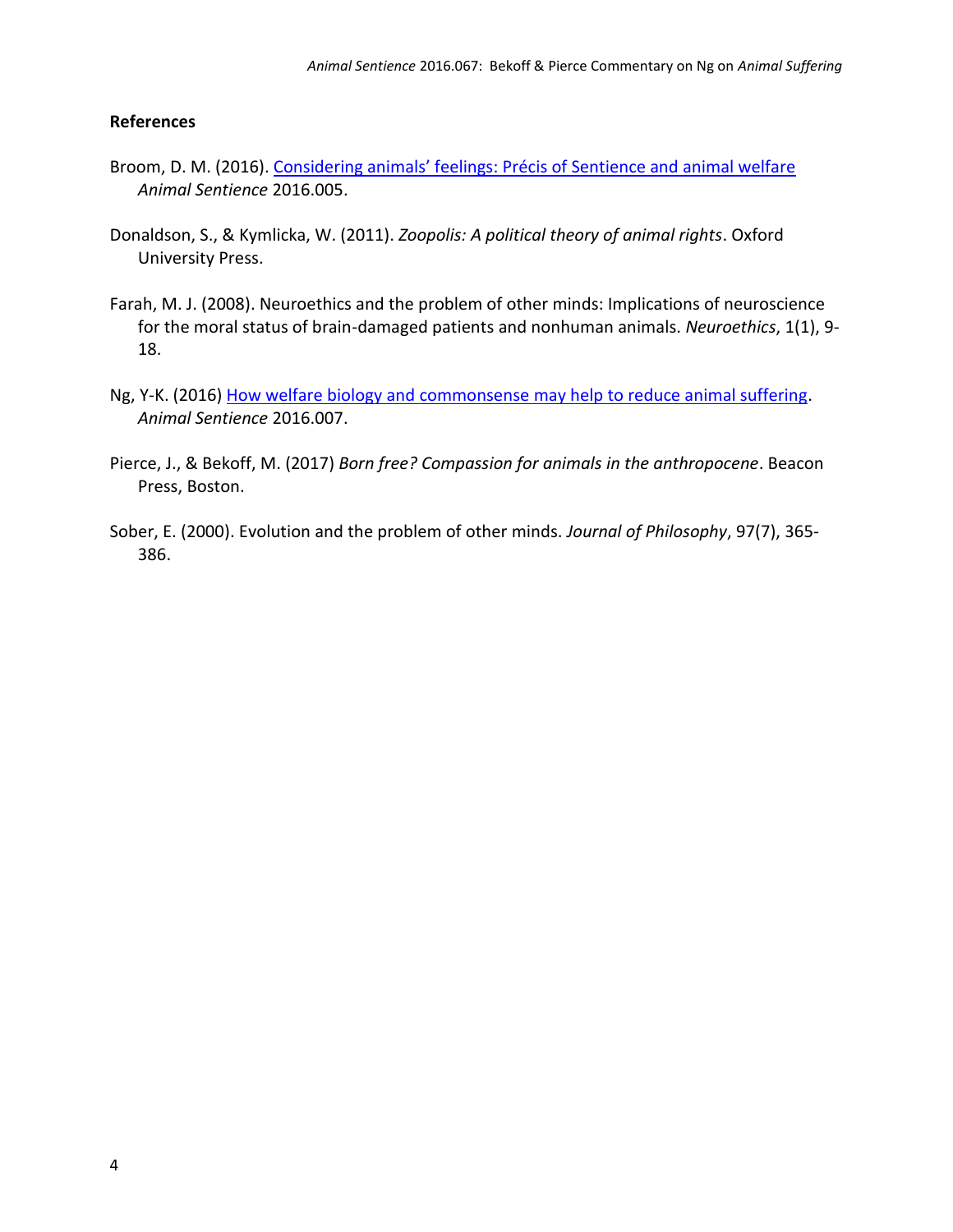## References

Broom, D. M. (2016). [Considering animals' feelings: Précis of Sentience and animal welfare](#) *Animal Sentience* 2016.005.

Donaldson, S., & Kymlicka, W. (2011). *Zoopolis: A political theory of animal rights*. Oxford University Press.

Farah, M. J. (2008). Neuroethics and the problem of other minds: Implications of neuroscience for the moral status of brain-damaged patients and nonhuman animals. *Neuroethics*, 1(1), 9-18.

Ng, Y-K. (2016) [How welfare biology and commonsense may help to reduce animal suffering](#). *Animal Sentience* 2016.007.

Pierce, J., & Bekoff, M. (2017) *Born free? Compassion for animals in the anthropocene*. Beacon Press, Boston.

Sober, E. (2000). Evolution and the problem of other minds. *Journal of Philosophy*, 97(7), 365-386.